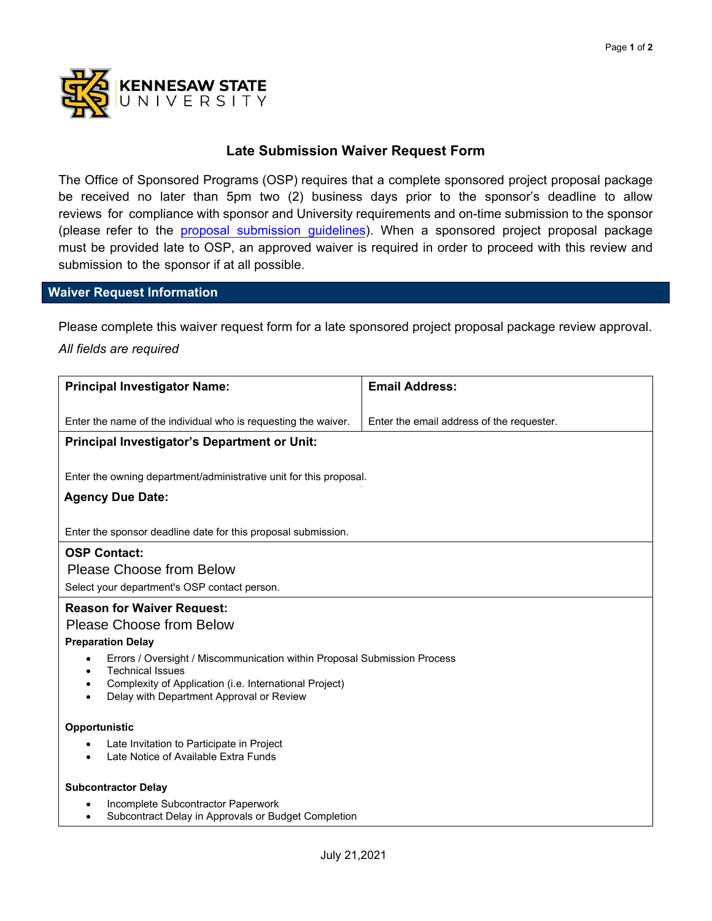## Late Submission Waiver Request Form

The Office of Sponsored Programs (OSP) requires that a complete sponsored project proposal package be received no later than 5pm two (2) business days prior to the sponsor's deadline to allow reviews for compliance with sponsor and University requirements and on-time submission to the sponsor (please refer to the proposal submission guidelines). When a sponsored project proposal package must be provided late to OSP, an approved waiver is required in order to proceed with this review and submission to the sponsor if at all possible.

### Waiver Request Information

Please complete this waiver request form for a late sponsored project proposal package review approval.

*All fields are required*

| **Principal Investigator Name:**<br><br>Enter the name of the individual who is requesting the waiver. | **Email Address:**<br><br>Enter the email address of the requester. |
|---|---|
| **Principal Investigator's Department or Unit:**<br><br>Enter the owning department/administrative unit for this proposal.<br><br>**Agency Due Date:**<br><br>Enter the sponsor deadline date for this proposal submission. | |
| **OSP Contact:**<br>Please Choose from Below<br>Select your department's OSP contact person. | |
| **Reason for Waiver Request:**<br>Please Choose from Below<br>**Preparation Delay**<br>• Errors / Oversight / Miscommunication within Proposal Submission Process<br>• Technical Issues<br>• Complexity of Application (i.e. International Project)<br>• Delay with Department Approval or Review<br><br>**Opportunistic**<br>• Late Invitation to Participate in Project<br>• Late Notice of Available Extra Funds<br><br>**Subcontractor Delay**<br>• Incomplete Subcontractor Paperwork<br>• Subcontract Delay in Approvals or Budget Completion | |

July 21,2021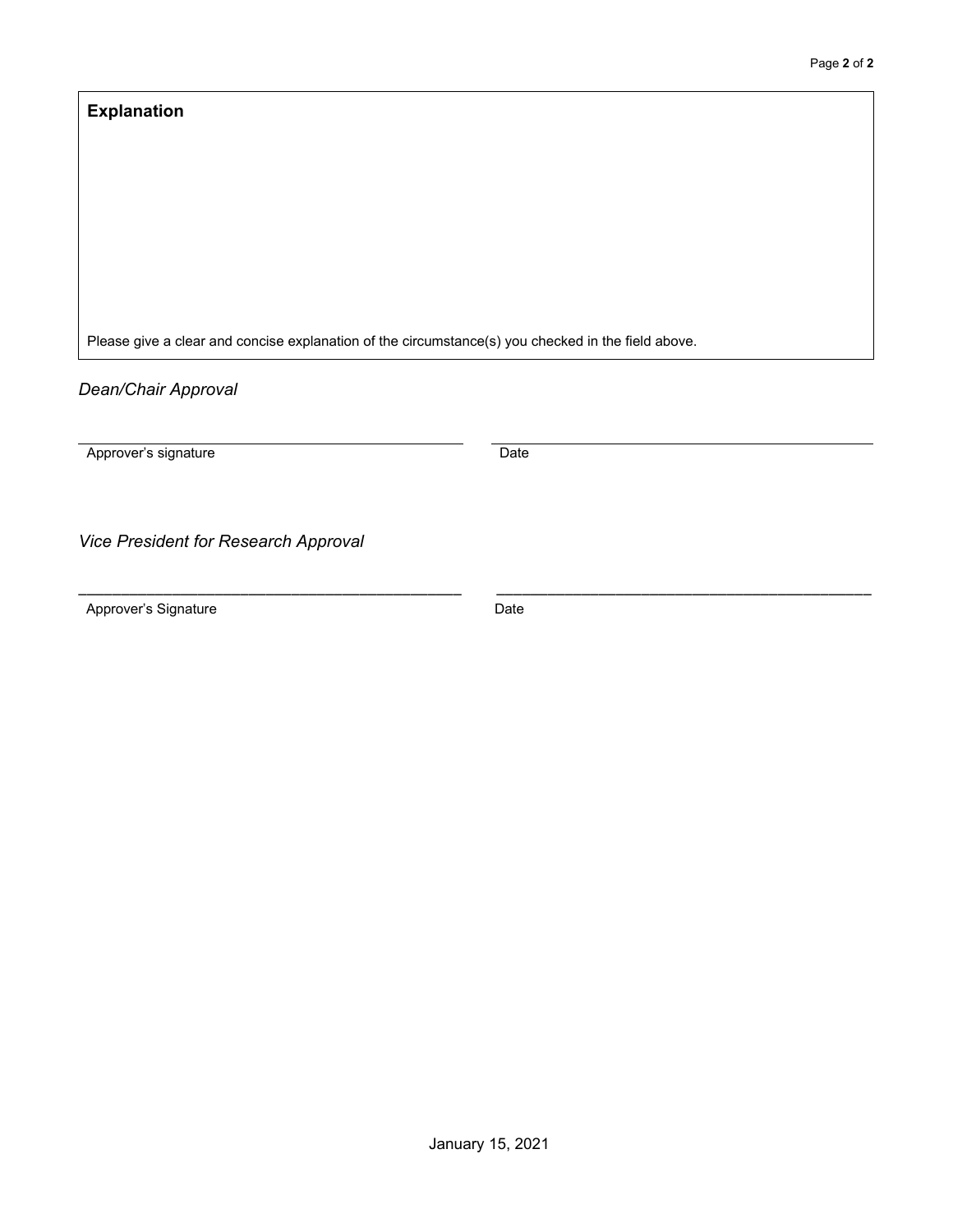**Explanation**

Please give a clear and concise explanation of the circumstance(s) you checked in the field above.

*Dean/Chair Approval*

______________________________ ______________________________

Approver's signature Date

*Vice President for Research Approval*

______________________________ ______________________________

Approver's Signature Date

January 15, 2021